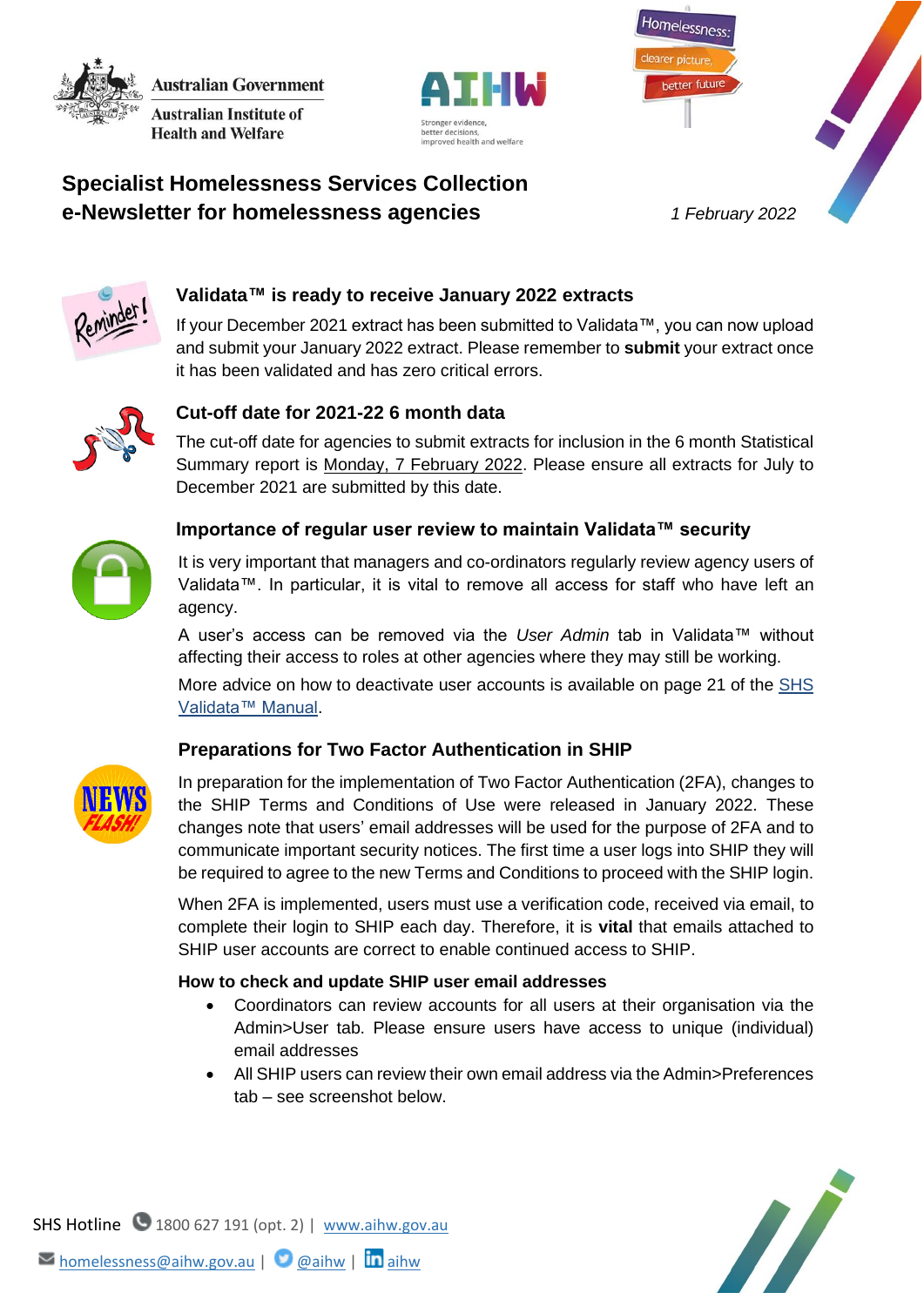Australian Government
Australian Institute of Health and Welfare

# Specialist Homelessness Services Collection
# e-Newsletter for homelessness agencies

*1 February 2022*

## Validata™ is ready to receive January 2022 extracts

If your December 2021 extract has been submitted to Validata™, you can now upload and submit your January 2022 extract. Please remember to **submit** your extract once it has been validated and has zero critical errors.

## Cut-off date for 2021-22 6 month data

The cut-off date for agencies to submit extracts for inclusion in the 6 month Statistical Summary report is Monday, 7 February 2022. Please ensure all extracts for July to December 2021 are submitted by this date.

## Importance of regular user review to maintain Validata™ security

It is very important that managers and co-ordinators regularly review agency users of Validata™. In particular, it is vital to remove all access for staff who have left an agency.

A user's access can be removed via the *User Admin* tab in Validata™ without affecting their access to roles at other agencies where they may still be working.

More advice on how to deactivate user accounts is available on page 21 of the SHS Validata™ Manual.

## Preparations for Two Factor Authentication in SHIP

In preparation for the implementation of Two Factor Authentication (2FA), changes to the SHIP Terms and Conditions of Use were released in January 2022. These changes note that users' email addresses will be used for the purpose of 2FA and to communicate important security notices. The first time a user logs into SHIP they will be required to agree to the new Terms and Conditions to proceed with the SHIP login.

When 2FA is implemented, users must use a verification code, received via email, to complete their login to SHIP each day. Therefore, it is **vital** that emails attached to SHIP user accounts are correct to enable continued access to SHIP.

**How to check and update SHIP user email addresses**

- Coordinators can review accounts for all users at their organisation via the Admin>User tab. Please ensure users have access to unique (individual) email addresses
- All SHIP users can review their own email address via the Admin>Preferences tab – see screenshot below.

SHS Hotline 1800 627 191 (opt. 2) | www.aihw.gov.au

homelessness@aihw.gov.au | @aihw | aihw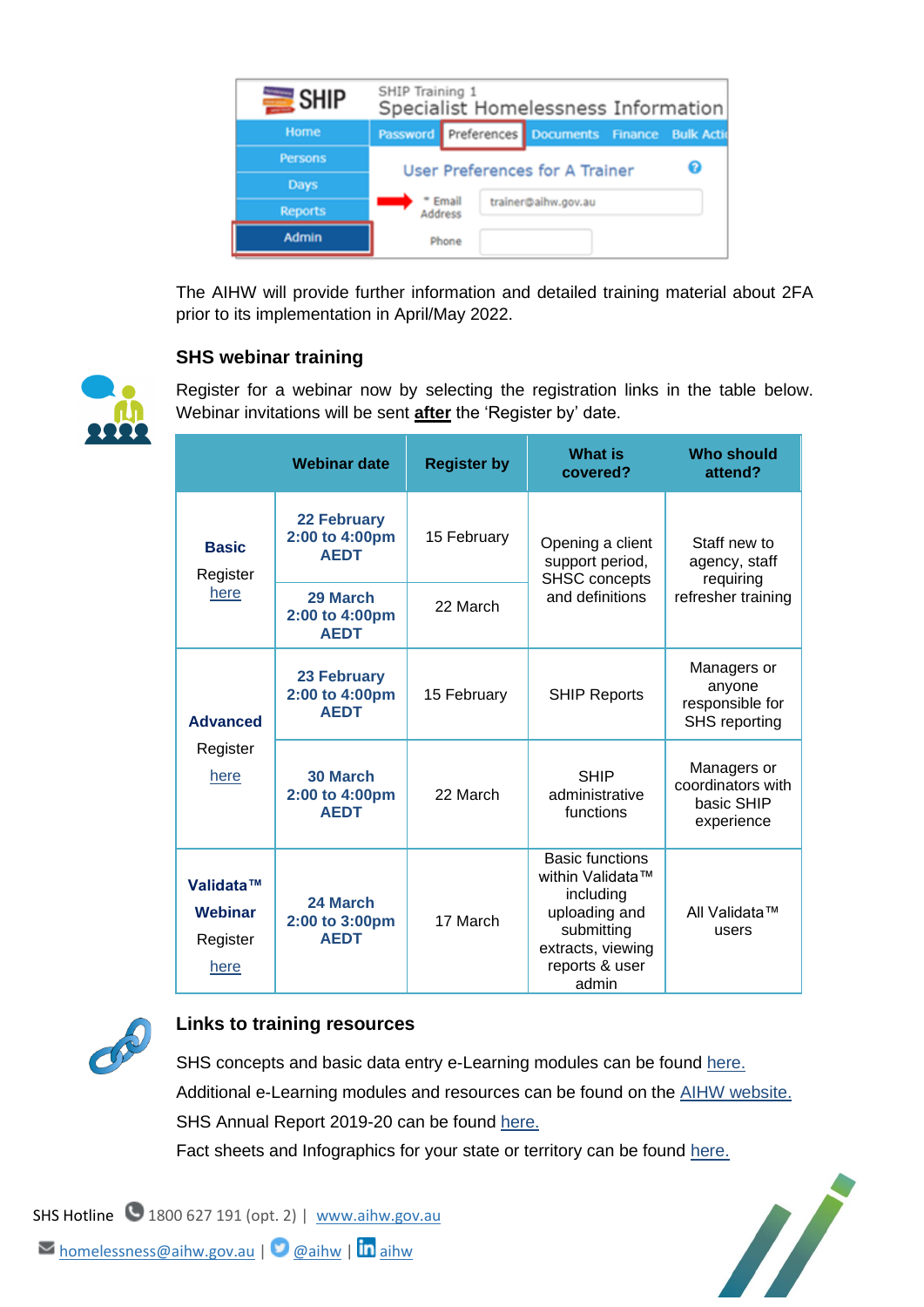The AIHW will provide further information and detailed training material about 2FA prior to its implementation in April/May 2022.

## SHS webinar training

Register for a webinar now by selecting the registration links in the table below. Webinar invitations will be sent **after** the 'Register by' date.

| | Webinar date | Register by | What is covered? | Who should attend? |
|---|---|---|---|---|
| **Basic** Register here | **22 February 2:00 to 4:00pm AEDT** | 15 February | Opening a client support period, SHSC concepts and definitions | Staff new to agency, staff requiring refresher training |
| | **29 March 2:00 to 4:00pm AEDT** | 22 March | | |
| **Advanced** Register here | **23 February 2:00 to 4:00pm AEDT** | 15 February | SHIP Reports | Managers or anyone responsible for SHS reporting |
| | **30 March 2:00 to 4:00pm AEDT** | 22 March | SHIP administrative functions | Managers or coordinators with basic SHIP experience |
| **Validata™ Webinar** Register here | **24 March 2:00 to 3:00pm AEDT** | 17 March | Basic functions within Validata™ including uploading and submitting extracts, viewing reports & user admin | All Validata™ users |

## Links to training resources

SHS concepts and basic data entry e-Learning modules can be found here.

Additional e-Learning modules and resources can be found on the AIHW website.

SHS Annual Report 2019-20 can be found here.

Fact sheets and Infographics for your state or territory can be found here.

SHS Hotline 1800 627 191 (opt. 2) | www.aihw.gov.au

homelessness@aihw.gov.au | @aihw | aihw